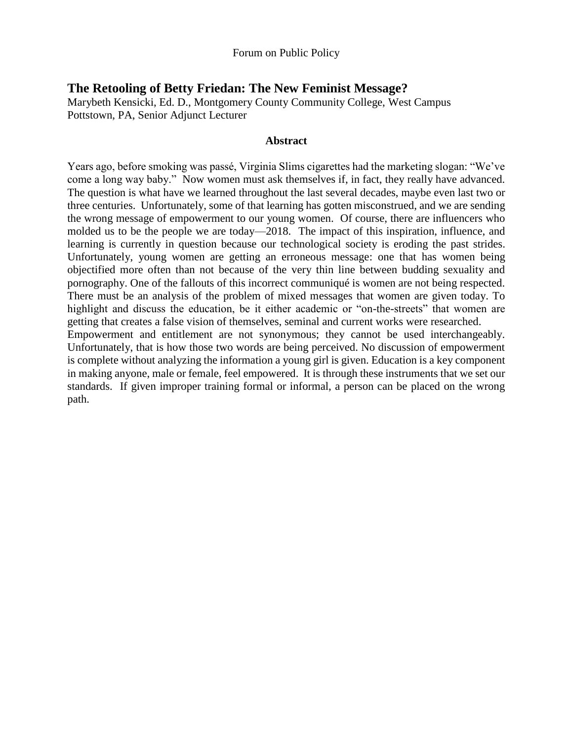Forum on Public Policy

# The Retooling of Betty Friedan: The New Feminist Message?

Marybeth Kensicki, Ed. D., Montgomery County Community College, West Campus
Pottstown, PA, Senior Adjunct Lecturer

### Abstract

Years ago, before smoking was passé, Virginia Slims cigarettes had the marketing slogan: "We've come a long way baby." Now women must ask themselves if, in fact, they really have advanced. The question is what have we learned throughout the last several decades, maybe even last two or three centuries. Unfortunately, some of that learning has gotten misconstrued, and we are sending the wrong message of empowerment to our young women. Of course, there are influencers who molded us to be the people we are today—2018. The impact of this inspiration, influence, and learning is currently in question because our technological society is eroding the past strides. Unfortunately, young women are getting an erroneous message: one that has women being objectified more often than not because of the very thin line between budding sexuality and pornography. One of the fallouts of this incorrect communiqué is women are not being respected. There must be an analysis of the problem of mixed messages that women are given today. To highlight and discuss the education, be it either academic or "on-the-streets" that women are getting that creates a false vision of themselves, seminal and current works were researched.

Empowerment and entitlement are not synonymous; they cannot be used interchangeably. Unfortunately, that is how those two words are being perceived. No discussion of empowerment is complete without analyzing the information a young girl is given. Education is a key component in making anyone, male or female, feel empowered. It is through these instruments that we set our standards. If given improper training formal or informal, a person can be placed on the wrong path.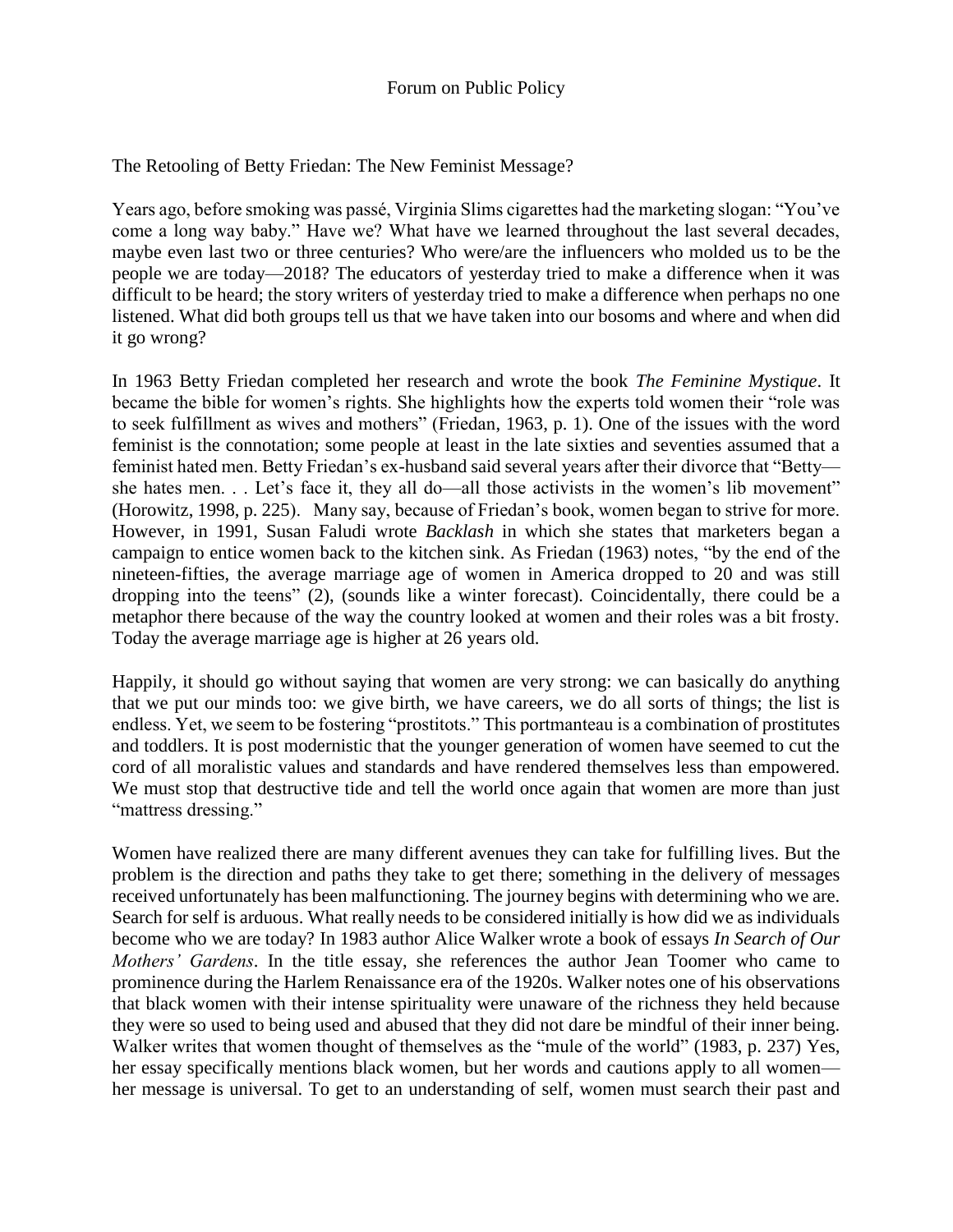The Retooling of Betty Friedan: The New Feminist Message?

Years ago, before smoking was passé, Virginia Slims cigarettes had the marketing slogan: "You've come a long way baby." Have we? What have we learned throughout the last several decades, maybe even last two or three centuries? Who were/are the influencers who molded us to be the people we are today—2018? The educators of yesterday tried to make a difference when it was difficult to be heard; the story writers of yesterday tried to make a difference when perhaps no one listened. What did both groups tell us that we have taken into our bosoms and where and when did it go wrong?

In 1963 Betty Friedan completed her research and wrote the book *The Feminine Mystique*. It became the bible for women's rights. She highlights how the experts told women their "role was to seek fulfillment as wives and mothers" (Friedan, 1963, p. 1). One of the issues with the word feminist is the connotation; some people at least in the late sixties and seventies assumed that a feminist hated men. Betty Friedan's ex-husband said several years after their divorce that "Betty—she hates men. . . Let's face it, they all do—all those activists in the women's lib movement" (Horowitz, 1998, p. 225). Many say, because of Friedan's book, women began to strive for more. However, in 1991, Susan Faludi wrote *Backlash* in which she states that marketers began a campaign to entice women back to the kitchen sink. As Friedan (1963) notes, "by the end of the nineteen-fifties, the average marriage age of women in America dropped to 20 and was still dropping into the teens" (2), (sounds like a winter forecast). Coincidentally, there could be a metaphor there because of the way the country looked at women and their roles was a bit frosty. Today the average marriage age is higher at 26 years old.

Happily, it should go without saying that women are very strong: we can basically do anything that we put our minds too: we give birth, we have careers, we do all sorts of things; the list is endless. Yet, we seem to be fostering "prostitots." This portmanteau is a combination of prostitutes and toddlers. It is post modernistic that the younger generation of women have seemed to cut the cord of all moralistic values and standards and have rendered themselves less than empowered. We must stop that destructive tide and tell the world once again that women are more than just "mattress dressing."

Women have realized there are many different avenues they can take for fulfilling lives. But the problem is the direction and paths they take to get there; something in the delivery of messages received unfortunately has been malfunctioning. The journey begins with determining who we are. Search for self is arduous. What really needs to be considered initially is how did we as individuals become who we are today? In 1983 author Alice Walker wrote a book of essays *In Search of Our Mothers' Gardens*. In the title essay, she references the author Jean Toomer who came to prominence during the Harlem Renaissance era of the 1920s. Walker notes one of his observations that black women with their intense spirituality were unaware of the richness they held because they were so used to being used and abused that they did not dare be mindful of their inner being. Walker writes that women thought of themselves as the "mule of the world" (1983, p. 237) Yes, her essay specifically mentions black women, but her words and cautions apply to all women—her message is universal. To get to an understanding of self, women must search their past and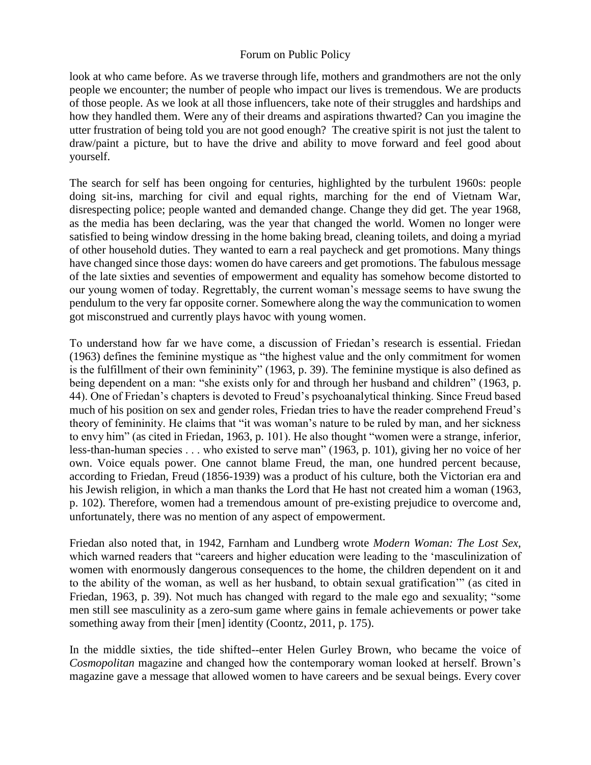look at who came before. As we traverse through life, mothers and grandmothers are not the only people we encounter; the number of people who impact our lives is tremendous. We are products of those people. As we look at all those influencers, take note of their struggles and hardships and how they handled them. Were any of their dreams and aspirations thwarted? Can you imagine the utter frustration of being told you are not good enough? The creative spirit is not just the talent to draw/paint a picture, but to have the drive and ability to move forward and feel good about yourself.

The search for self has been ongoing for centuries, highlighted by the turbulent 1960s: people doing sit-ins, marching for civil and equal rights, marching for the end of Vietnam War, disrespecting police; people wanted and demanded change. Change they did get. The year 1968, as the media has been declaring, was the year that changed the world. Women no longer were satisfied to being window dressing in the home baking bread, cleaning toilets, and doing a myriad of other household duties. They wanted to earn a real paycheck and get promotions. Many things have changed since those days: women do have careers and get promotions. The fabulous message of the late sixties and seventies of empowerment and equality has somehow become distorted to our young women of today. Regrettably, the current woman's message seems to have swung the pendulum to the very far opposite corner. Somewhere along the way the communication to women got misconstrued and currently plays havoc with young women.

To understand how far we have come, a discussion of Friedan's research is essential. Friedan (1963) defines the feminine mystique as "the highest value and the only commitment for women is the fulfillment of their own femininity" (1963, p. 39). The feminine mystique is also defined as being dependent on a man: "she exists only for and through her husband and children" (1963, p. 44). One of Friedan's chapters is devoted to Freud's psychoanalytical thinking. Since Freud based much of his position on sex and gender roles, Friedan tries to have the reader comprehend Freud's theory of femininity. He claims that "it was woman's nature to be ruled by man, and her sickness to envy him" (as cited in Friedan, 1963, p. 101). He also thought "women were a strange, inferior, less-than-human species . . . who existed to serve man" (1963, p. 101), giving her no voice of her own. Voice equals power. One cannot blame Freud, the man, one hundred percent because, according to Friedan, Freud (1856-1939) was a product of his culture, both the Victorian era and his Jewish religion, in which a man thanks the Lord that He hast not created him a woman (1963, p. 102). Therefore, women had a tremendous amount of pre-existing prejudice to overcome and, unfortunately, there was no mention of any aspect of empowerment.

Friedan also noted that, in 1942, Farnham and Lundberg wrote *Modern Woman: The Lost Sex*, which warned readers that "careers and higher education were leading to the 'masculinization of women with enormously dangerous consequences to the home, the children dependent on it and to the ability of the woman, as well as her husband, to obtain sexual gratification'" (as cited in Friedan, 1963, p. 39). Not much has changed with regard to the male ego and sexuality; "some men still see masculinity as a zero-sum game where gains in female achievements or power take something away from their [men] identity (Coontz, 2011, p. 175).

In the middle sixties, the tide shifted--enter Helen Gurley Brown, who became the voice of *Cosmopolitan* magazine and changed how the contemporary woman looked at herself. Brown's magazine gave a message that allowed women to have careers and be sexual beings. Every cover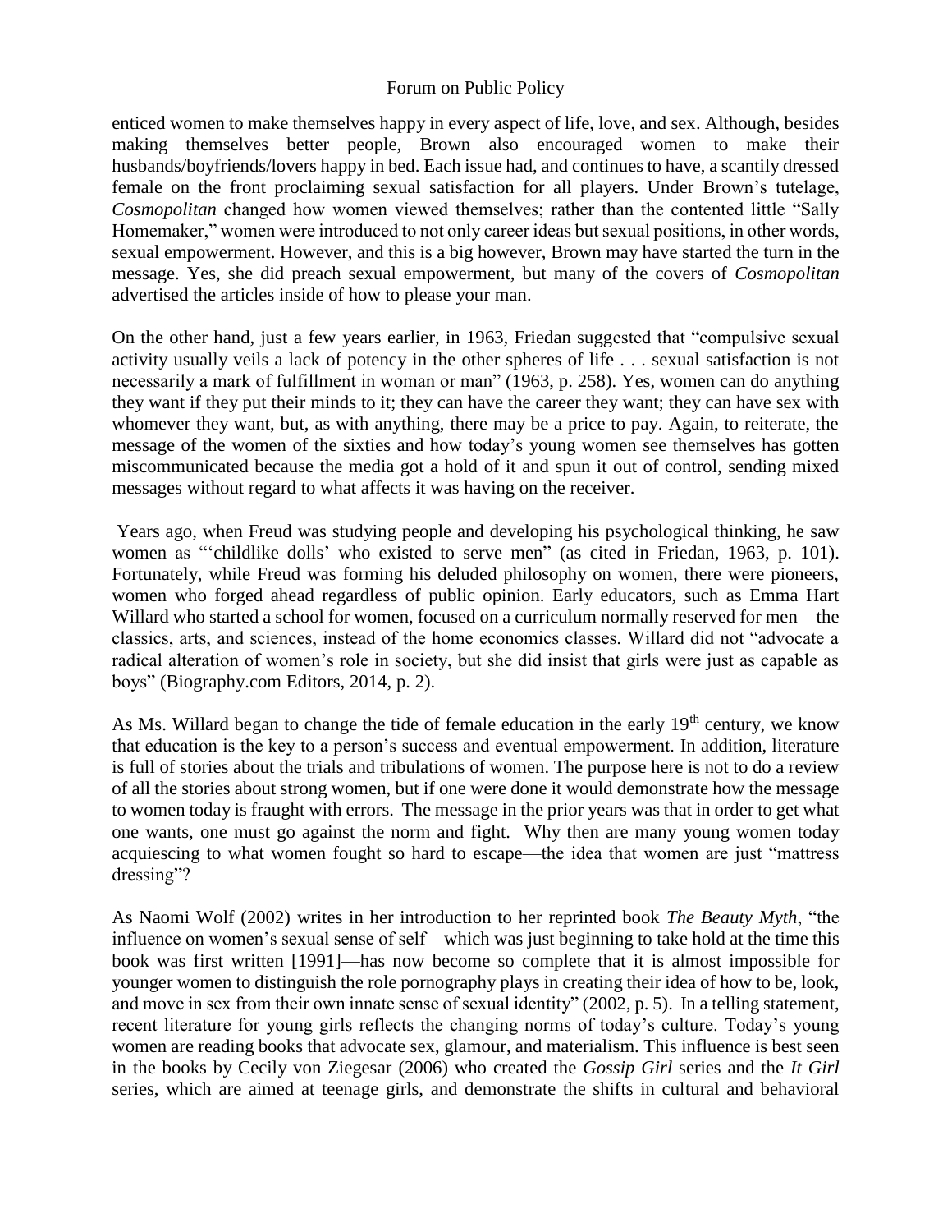enticed women to make themselves happy in every aspect of life, love, and sex. Although, besides making themselves better people, Brown also encouraged women to make their husbands/boyfriends/lovers happy in bed. Each issue had, and continues to have, a scantily dressed female on the front proclaiming sexual satisfaction for all players. Under Brown's tutelage, *Cosmopolitan* changed how women viewed themselves; rather than the contented little "Sally Homemaker," women were introduced to not only career ideas but sexual positions, in other words, sexual empowerment. However, and this is a big however, Brown may have started the turn in the message. Yes, she did preach sexual empowerment, but many of the covers of *Cosmopolitan* advertised the articles inside of how to please your man.

On the other hand, just a few years earlier, in 1963, Friedan suggested that "compulsive sexual activity usually veils a lack of potency in the other spheres of life . . . sexual satisfaction is not necessarily a mark of fulfillment in woman or man" (1963, p. 258). Yes, women can do anything they want if they put their minds to it; they can have the career they want; they can have sex with whomever they want, but, as with anything, there may be a price to pay. Again, to reiterate, the message of the women of the sixties and how today's young women see themselves has gotten miscommunicated because the media got a hold of it and spun it out of control, sending mixed messages without regard to what affects it was having on the receiver.

Years ago, when Freud was studying people and developing his psychological thinking, he saw women as "'childlike dolls' who existed to serve men" (as cited in Friedan, 1963, p. 101). Fortunately, while Freud was forming his deluded philosophy on women, there were pioneers, women who forged ahead regardless of public opinion. Early educators, such as Emma Hart Willard who started a school for women, focused on a curriculum normally reserved for men—the classics, arts, and sciences, instead of the home economics classes. Willard did not "advocate a radical alteration of women's role in society, but she did insist that girls were just as capable as boys" (Biography.com Editors, 2014, p. 2).

As Ms. Willard began to change the tide of female education in the early 19th century, we know that education is the key to a person's success and eventual empowerment. In addition, literature is full of stories about the trials and tribulations of women. The purpose here is not to do a review of all the stories about strong women, but if one were done it would demonstrate how the message to women today is fraught with errors. The message in the prior years was that in order to get what one wants, one must go against the norm and fight. Why then are many young women today acquiescing to what women fought so hard to escape—the idea that women are just "mattress dressing"?

As Naomi Wolf (2002) writes in her introduction to her reprinted book *The Beauty Myth*, "the influence on women's sexual sense of self—which was just beginning to take hold at the time this book was first written [1991]—has now become so complete that it is almost impossible for younger women to distinguish the role pornography plays in creating their idea of how to be, look, and move in sex from their own innate sense of sexual identity" (2002, p. 5). In a telling statement, recent literature for young girls reflects the changing norms of today's culture. Today's young women are reading books that advocate sex, glamour, and materialism. This influence is best seen in the books by Cecily von Ziegesar (2006) who created the *Gossip Girl* series and the *It Girl* series, which are aimed at teenage girls, and demonstrate the shifts in cultural and behavioral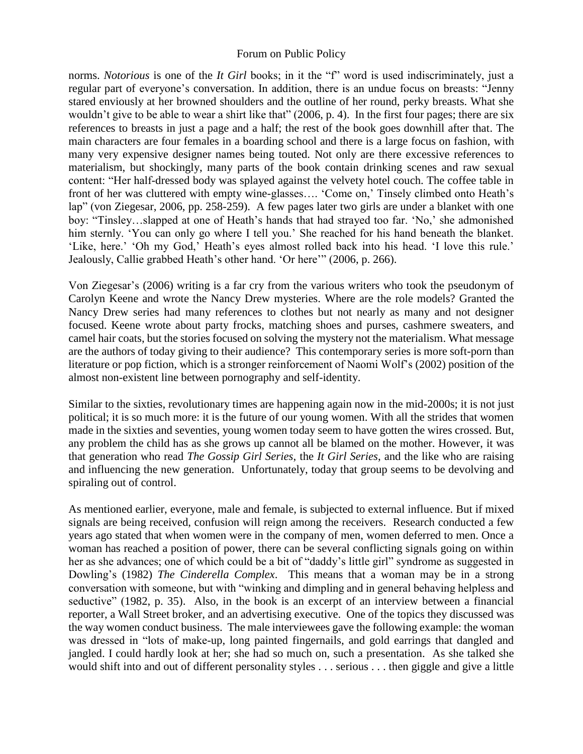norms. *Notorious* is one of the *It Girl* books; in it the "f" word is used indiscriminately, just a regular part of everyone's conversation. In addition, there is an undue focus on breasts: "Jenny stared enviously at her browned shoulders and the outline of her round, perky breasts. What she wouldn't give to be able to wear a shirt like that" (2006, p. 4). In the first four pages; there are six references to breasts in just a page and a half; the rest of the book goes downhill after that. The main characters are four females in a boarding school and there is a large focus on fashion, with many very expensive designer names being touted. Not only are there excessive references to materialism, but shockingly, many parts of the book contain drinking scenes and raw sexual content: "Her half-dressed body was splayed against the velvety hotel couch. The coffee table in front of her was cluttered with empty wine-glasses…. 'Come on,' Tinsely climbed onto Heath's lap" (von Ziegesar, 2006, pp. 258-259). A few pages later two girls are under a blanket with one boy: "Tinsley…slapped at one of Heath's hands that had strayed too far. 'No,' she admonished him sternly. 'You can only go where I tell you.' She reached for his hand beneath the blanket. 'Like, here.' 'Oh my God,' Heath's eyes almost rolled back into his head. 'I love this rule.' Jealously, Callie grabbed Heath's other hand. 'Or here'" (2006, p. 266).

Von Ziegesar's (2006) writing is a far cry from the various writers who took the pseudonym of Carolyn Keene and wrote the Nancy Drew mysteries. Where are the role models? Granted the Nancy Drew series had many references to clothes but not nearly as many and not designer focused. Keene wrote about party frocks, matching shoes and purses, cashmere sweaters, and camel hair coats, but the stories focused on solving the mystery not the materialism. What message are the authors of today giving to their audience? This contemporary series is more soft-porn than literature or pop fiction, which is a stronger reinforcement of Naomi Wolf's (2002) position of the almost non-existent line between pornography and self-identity.

Similar to the sixties, revolutionary times are happening again now in the mid-2000s; it is not just political; it is so much more: it is the future of our young women. With all the strides that women made in the sixties and seventies, young women today seem to have gotten the wires crossed. But, any problem the child has as she grows up cannot all be blamed on the mother. However, it was that generation who read *The Gossip Girl Series*, the *It Girl Series*, and the like who are raising and influencing the new generation. Unfortunately, today that group seems to be devolving and spiraling out of control.

As mentioned earlier, everyone, male and female, is subjected to external influence. But if mixed signals are being received, confusion will reign among the receivers. Research conducted a few years ago stated that when women were in the company of men, women deferred to men. Once a woman has reached a position of power, there can be several conflicting signals going on within her as she advances; one of which could be a bit of "daddy's little girl" syndrome as suggested in Dowling's (1982) *The Cinderella Complex*. This means that a woman may be in a strong conversation with someone, but with "winking and dimpling and in general behaving helpless and seductive" (1982, p. 35). Also, in the book is an excerpt of an interview between a financial reporter, a Wall Street broker, and an advertising executive. One of the topics they discussed was the way women conduct business. The male interviewees gave the following example: the woman was dressed in "lots of make-up, long painted fingernails, and gold earrings that dangled and jangled. I could hardly look at her; she had so much on, such a presentation. As she talked she would shift into and out of different personality styles . . . serious . . . then giggle and give a little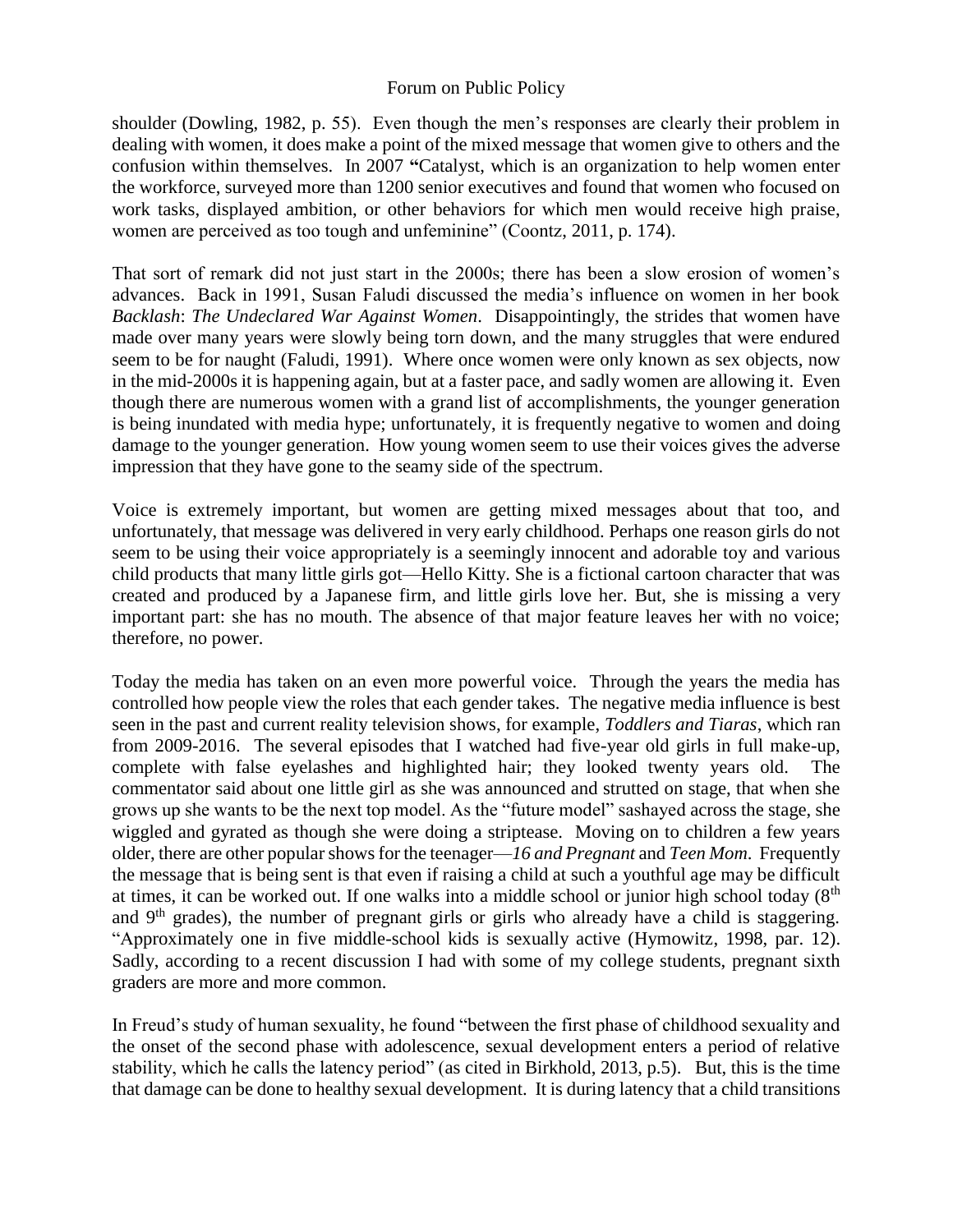shoulder (Dowling, 1982, p. 55). Even though the men's responses are clearly their problem in dealing with women, it does make a point of the mixed message that women give to others and the confusion within themselves. In 2007 **"**Catalyst, which is an organization to help women enter the workforce, surveyed more than 1200 senior executives and found that women who focused on work tasks, displayed ambition, or other behaviors for which men would receive high praise, women are perceived as too tough and unfeminine" (Coontz, 2011, p. 174).

That sort of remark did not just start in the 2000s; there has been a slow erosion of women's advances. Back in 1991, Susan Faludi discussed the media's influence on women in her book *Backlash*: *The Undeclared War Against Women*. Disappointingly, the strides that women have made over many years were slowly being torn down, and the many struggles that were endured seem to be for naught (Faludi, 1991). Where once women were only known as sex objects, now in the mid-2000s it is happening again, but at a faster pace, and sadly women are allowing it. Even though there are numerous women with a grand list of accomplishments, the younger generation is being inundated with media hype; unfortunately, it is frequently negative to women and doing damage to the younger generation. How young women seem to use their voices gives the adverse impression that they have gone to the seamy side of the spectrum.

Voice is extremely important, but women are getting mixed messages about that too, and unfortunately, that message was delivered in very early childhood. Perhaps one reason girls do not seem to be using their voice appropriately is a seemingly innocent and adorable toy and various child products that many little girls got—Hello Kitty. She is a fictional cartoon character that was created and produced by a Japanese firm, and little girls love her. But, she is missing a very important part: she has no mouth. The absence of that major feature leaves her with no voice; therefore, no power.

Today the media has taken on an even more powerful voice. Through the years the media has controlled how people view the roles that each gender takes. The negative media influence is best seen in the past and current reality television shows, for example, *Toddlers and Tiaras*, which ran from 2009-2016. The several episodes that I watched had five-year old girls in full make-up, complete with false eyelashes and highlighted hair; they looked twenty years old. The commentator said about one little girl as she was announced and strutted on stage, that when she grows up she wants to be the next top model. As the "future model" sashayed across the stage, she wiggled and gyrated as though she were doing a striptease. Moving on to children a few years older, there are other popular shows for the teenager—*16 and Pregnant* and *Teen Mom*. Frequently the message that is being sent is that even if raising a child at such a youthful age may be difficult at times, it can be worked out. If one walks into a middle school or junior high school today (8th and 9th grades), the number of pregnant girls or girls who already have a child is staggering. "Approximately one in five middle-school kids is sexually active (Hymowitz, 1998, par. 12). Sadly, according to a recent discussion I had with some of my college students, pregnant sixth graders are more and more common.

In Freud's study of human sexuality, he found "between the first phase of childhood sexuality and the onset of the second phase with adolescence, sexual development enters a period of relative stability, which he calls the latency period" (as cited in Birkhold, 2013, p.5). But, this is the time that damage can be done to healthy sexual development. It is during latency that a child transitions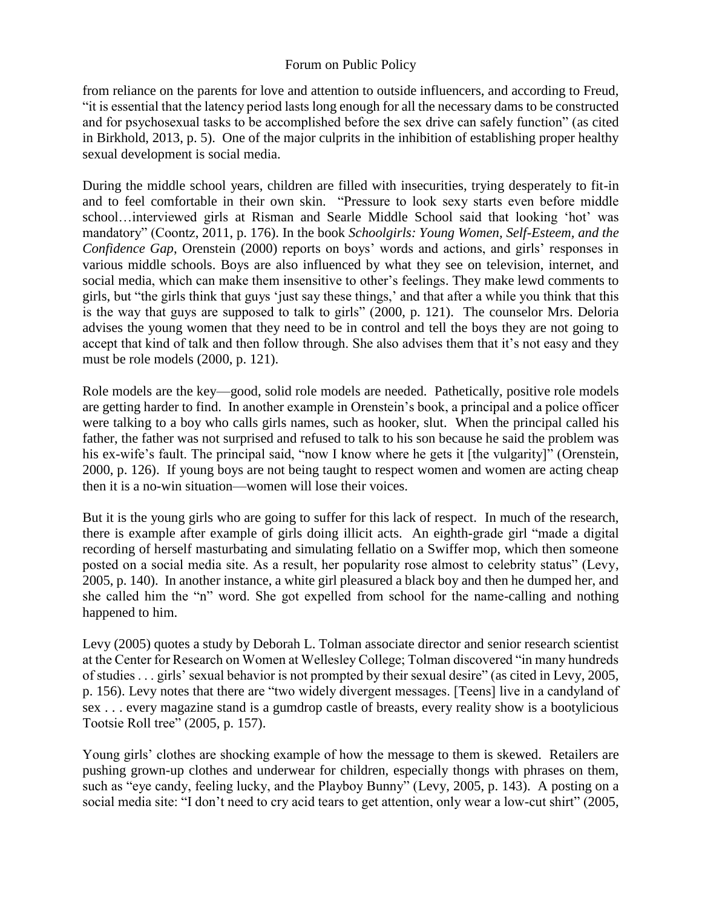from reliance on the parents for love and attention to outside influencers, and according to Freud, "it is essential that the latency period lasts long enough for all the necessary dams to be constructed and for psychosexual tasks to be accomplished before the sex drive can safely function" (as cited in Birkhold, 2013, p. 5). One of the major culprits in the inhibition of establishing proper healthy sexual development is social media.

During the middle school years, children are filled with insecurities, trying desperately to fit-in and to feel comfortable in their own skin. "Pressure to look sexy starts even before middle school…interviewed girls at Risman and Searle Middle School said that looking 'hot' was mandatory" (Coontz, 2011, p. 176). In the book *Schoolgirls: Young Women, Self-Esteem, and the Confidence Gap*, Orenstein (2000) reports on boys' words and actions, and girls' responses in various middle schools. Boys are also influenced by what they see on television, internet, and social media, which can make them insensitive to other's feelings. They make lewd comments to girls, but "the girls think that guys 'just say these things,' and that after a while you think that this is the way that guys are supposed to talk to girls" (2000, p. 121). The counselor Mrs. Deloria advises the young women that they need to be in control and tell the boys they are not going to accept that kind of talk and then follow through. She also advises them that it's not easy and they must be role models (2000, p. 121).

Role models are the key—good, solid role models are needed. Pathetically, positive role models are getting harder to find. In another example in Orenstein's book, a principal and a police officer were talking to a boy who calls girls names, such as hooker, slut. When the principal called his father, the father was not surprised and refused to talk to his son because he said the problem was his ex-wife's fault. The principal said, "now I know where he gets it [the vulgarity]" (Orenstein, 2000, p. 126). If young boys are not being taught to respect women and women are acting cheap then it is a no-win situation—women will lose their voices.

But it is the young girls who are going to suffer for this lack of respect. In much of the research, there is example after example of girls doing illicit acts. An eighth-grade girl "made a digital recording of herself masturbating and simulating fellatio on a Swiffer mop, which then someone posted on a social media site. As a result, her popularity rose almost to celebrity status" (Levy, 2005, p. 140). In another instance, a white girl pleasured a black boy and then he dumped her, and she called him the "n" word. She got expelled from school for the name-calling and nothing happened to him.

Levy (2005) quotes a study by Deborah L. Tolman associate director and senior research scientist at the Center for Research on Women at Wellesley College; Tolman discovered "in many hundreds of studies . . . girls' sexual behavior is not prompted by their sexual desire" (as cited in Levy, 2005, p. 156). Levy notes that there are "two widely divergent messages. [Teens] live in a candyland of sex . . . every magazine stand is a gumdrop castle of breasts, every reality show is a bootylicious Tootsie Roll tree" (2005, p. 157).

Young girls' clothes are shocking example of how the message to them is skewed. Retailers are pushing grown-up clothes and underwear for children, especially thongs with phrases on them, such as "eye candy, feeling lucky, and the Playboy Bunny" (Levy, 2005, p. 143). A posting on a social media site: "I don't need to cry acid tears to get attention, only wear a low-cut shirt" (2005,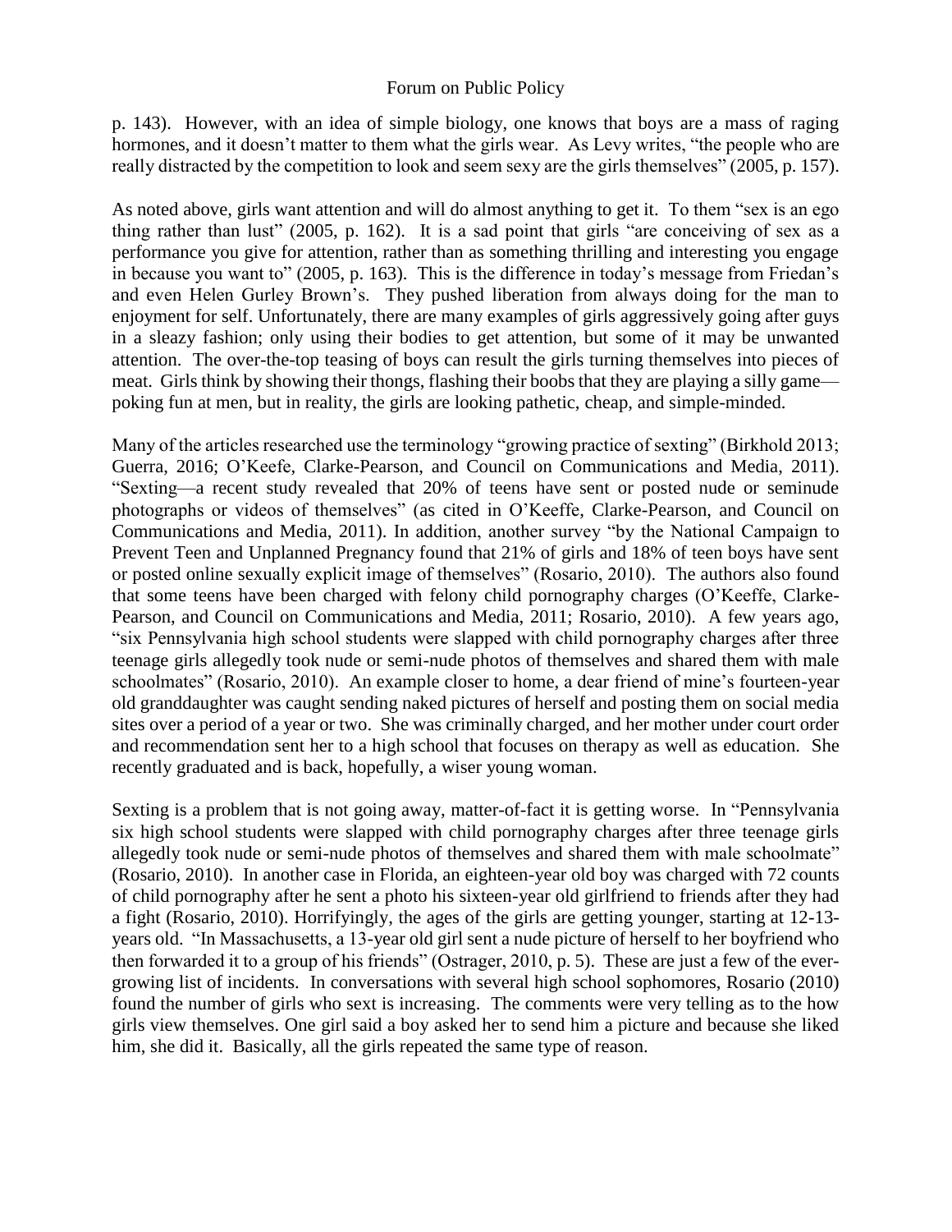p. 143). However, with an idea of simple biology, one knows that boys are a mass of raging hormones, and it doesn't matter to them what the girls wear. As Levy writes, "the people who are really distracted by the competition to look and seem sexy are the girls themselves" (2005, p. 157).

As noted above, girls want attention and will do almost anything to get it. To them "sex is an ego thing rather than lust" (2005, p. 162). It is a sad point that girls "are conceiving of sex as a performance you give for attention, rather than as something thrilling and interesting you engage in because you want to" (2005, p. 163). This is the difference in today's message from Friedan's and even Helen Gurley Brown's. They pushed liberation from always doing for the man to enjoyment for self. Unfortunately, there are many examples of girls aggressively going after guys in a sleazy fashion; only using their bodies to get attention, but some of it may be unwanted attention. The over-the-top teasing of boys can result the girls turning themselves into pieces of meat. Girls think by showing their thongs, flashing their boobs that they are playing a silly game—poking fun at men, but in reality, the girls are looking pathetic, cheap, and simple-minded.

Many of the articles researched use the terminology "growing practice of sexting" (Birkhold 2013; Guerra, 2016; O'Keefe, Clarke-Pearson, and Council on Communications and Media, 2011). "Sexting—a recent study revealed that 20% of teens have sent or posted nude or seminude photographs or videos of themselves" (as cited in O'Keeffe, Clarke-Pearson, and Council on Communications and Media, 2011). In addition, another survey "by the National Campaign to Prevent Teen and Unplanned Pregnancy found that 21% of girls and 18% of teen boys have sent or posted online sexually explicit image of themselves" (Rosario, 2010). The authors also found that some teens have been charged with felony child pornography charges (O'Keeffe, Clarke-Pearson, and Council on Communications and Media, 2011; Rosario, 2010). A few years ago, "six Pennsylvania high school students were slapped with child pornography charges after three teenage girls allegedly took nude or semi-nude photos of themselves and shared them with male schoolmates" (Rosario, 2010). An example closer to home, a dear friend of mine's fourteen-year old granddaughter was caught sending naked pictures of herself and posting them on social media sites over a period of a year or two. She was criminally charged, and her mother under court order and recommendation sent her to a high school that focuses on therapy as well as education. She recently graduated and is back, hopefully, a wiser young woman.

Sexting is a problem that is not going away, matter-of-fact it is getting worse. In "Pennsylvania six high school students were slapped with child pornography charges after three teenage girls allegedly took nude or semi-nude photos of themselves and shared them with male schoolmate" (Rosario, 2010). In another case in Florida, an eighteen-year old boy was charged with 72 counts of child pornography after he sent a photo his sixteen-year old girlfriend to friends after they had a fight (Rosario, 2010). Horrifyingly, the ages of the girls are getting younger, starting at 12-13-years old. "In Massachusetts, a 13-year old girl sent a nude picture of herself to her boyfriend who then forwarded it to a group of his friends" (Ostrager, 2010, p. 5). These are just a few of the ever-growing list of incidents. In conversations with several high school sophomores, Rosario (2010) found the number of girls who sext is increasing. The comments were very telling as to the how girls view themselves. One girl said a boy asked her to send him a picture and because she liked him, she did it. Basically, all the girls repeated the same type of reason.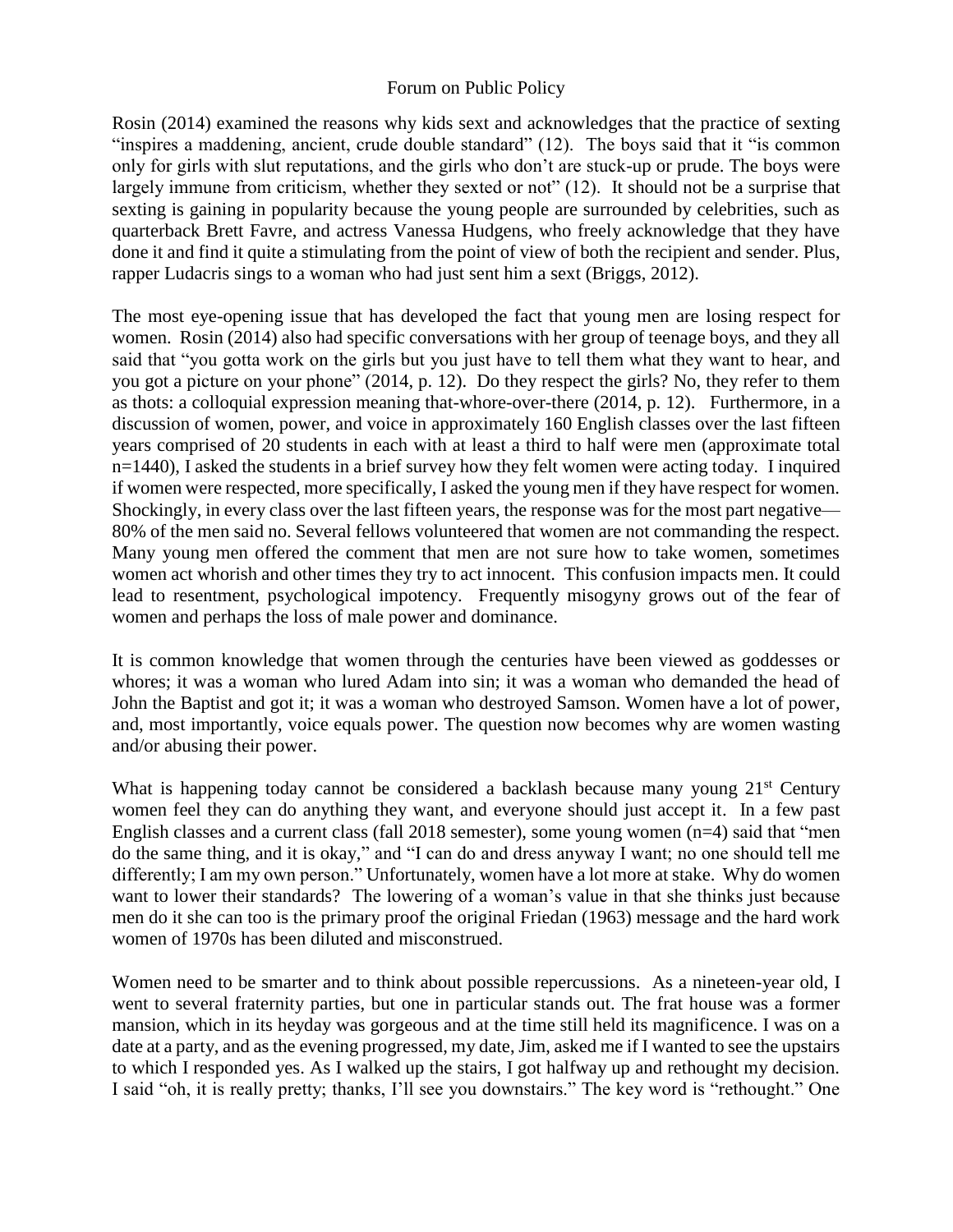Rosin (2014) examined the reasons why kids sext and acknowledges that the practice of sexting "inspires a maddening, ancient, crude double standard" (12). The boys said that it "is common only for girls with slut reputations, and the girls who don't are stuck-up or prude. The boys were largely immune from criticism, whether they sexted or not" (12). It should not be a surprise that sexting is gaining in popularity because the young people are surrounded by celebrities, such as quarterback Brett Favre, and actress Vanessa Hudgens, who freely acknowledge that they have done it and find it quite a stimulating from the point of view of both the recipient and sender. Plus, rapper Ludacris sings to a woman who had just sent him a sext (Briggs, 2012).

The most eye-opening issue that has developed the fact that young men are losing respect for women. Rosin (2014) also had specific conversations with her group of teenage boys, and they all said that "you gotta work on the girls but you just have to tell them what they want to hear, and you got a picture on your phone" (2014, p. 12). Do they respect the girls? No, they refer to them as thots: a colloquial expression meaning that-whore-over-there (2014, p. 12). Furthermore, in a discussion of women, power, and voice in approximately 160 English classes over the last fifteen years comprised of 20 students in each with at least a third to half were men (approximate total n=1440), I asked the students in a brief survey how they felt women were acting today. I inquired if women were respected, more specifically, I asked the young men if they have respect for women. Shockingly, in every class over the last fifteen years, the response was for the most part negative— 80% of the men said no. Several fellows volunteered that women are not commanding the respect. Many young men offered the comment that men are not sure how to take women, sometimes women act whorish and other times they try to act innocent. This confusion impacts men. It could lead to resentment, psychological impotency. Frequently misogyny grows out of the fear of women and perhaps the loss of male power and dominance.

It is common knowledge that women through the centuries have been viewed as goddesses or whores; it was a woman who lured Adam into sin; it was a woman who demanded the head of John the Baptist and got it; it was a woman who destroyed Samson. Women have a lot of power, and, most importantly, voice equals power. The question now becomes why are women wasting and/or abusing their power.

What is happening today cannot be considered a backlash because many young 21st Century women feel they can do anything they want, and everyone should just accept it. In a few past English classes and a current class (fall 2018 semester), some young women (n=4) said that "men do the same thing, and it is okay," and "I can do and dress anyway I want; no one should tell me differently; I am my own person." Unfortunately, women have a lot more at stake. Why do women want to lower their standards? The lowering of a woman's value in that she thinks just because men do it she can too is the primary proof the original Friedan (1963) message and the hard work women of 1970s has been diluted and misconstrued.

Women need to be smarter and to think about possible repercussions. As a nineteen-year old, I went to several fraternity parties, but one in particular stands out. The frat house was a former mansion, which in its heyday was gorgeous and at the time still held its magnificence. I was on a date at a party, and as the evening progressed, my date, Jim, asked me if I wanted to see the upstairs to which I responded yes. As I walked up the stairs, I got halfway up and rethought my decision. I said "oh, it is really pretty; thanks, I'll see you downstairs." The key word is "rethought." One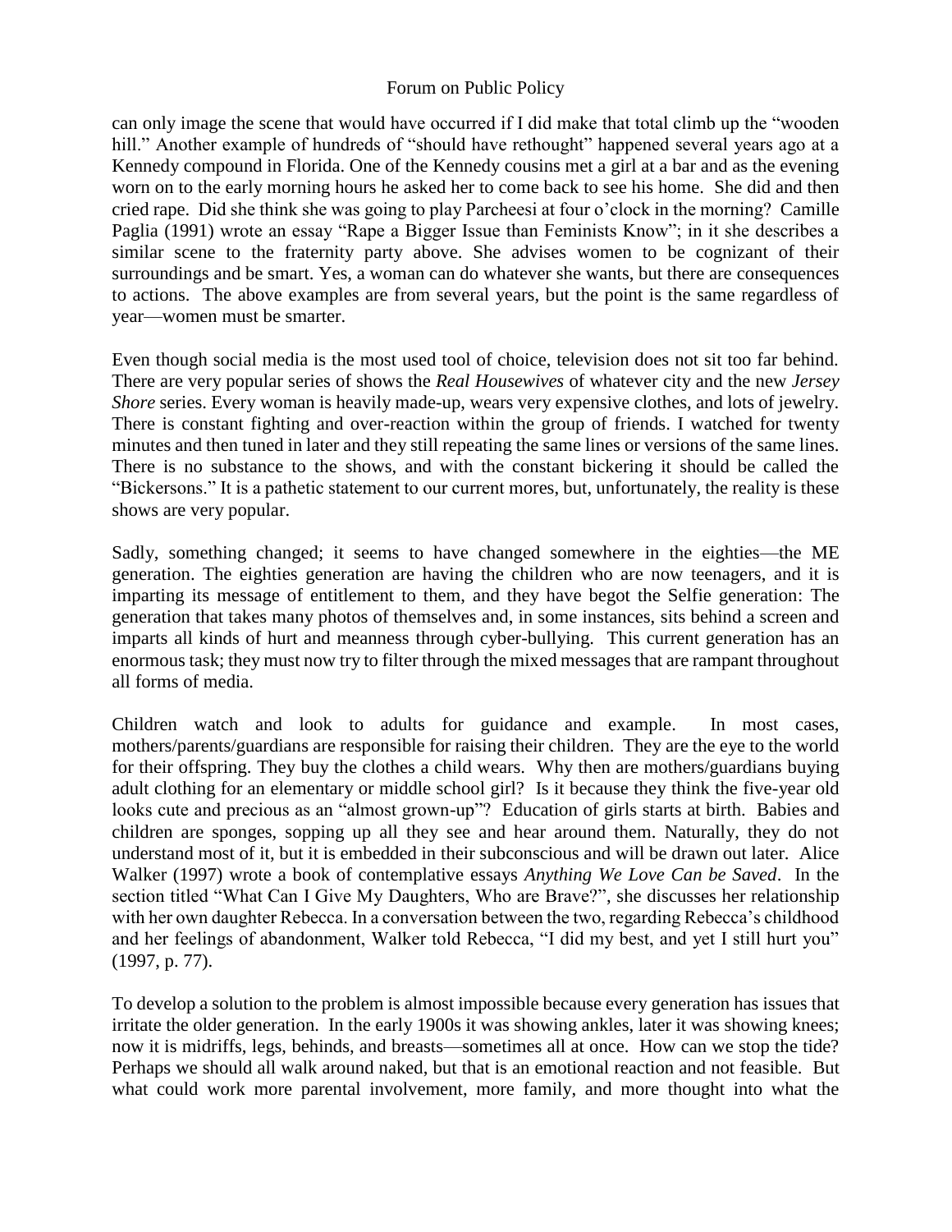can only image the scene that would have occurred if I did make that total climb up the "wooden hill." Another example of hundreds of "should have rethought" happened several years ago at a Kennedy compound in Florida. One of the Kennedy cousins met a girl at a bar and as the evening worn on to the early morning hours he asked her to come back to see his home. She did and then cried rape. Did she think she was going to play Parcheesi at four o'clock in the morning? Camille Paglia (1991) wrote an essay "Rape a Bigger Issue than Feminists Know"; in it she describes a similar scene to the fraternity party above. She advises women to be cognizant of their surroundings and be smart. Yes, a woman can do whatever she wants, but there are consequences to actions. The above examples are from several years, but the point is the same regardless of year—women must be smarter.

Even though social media is the most used tool of choice, television does not sit too far behind. There are very popular series of shows the *Real Housewives* of whatever city and the new *Jersey Shore* series. Every woman is heavily made-up, wears very expensive clothes, and lots of jewelry. There is constant fighting and over-reaction within the group of friends. I watched for twenty minutes and then tuned in later and they still repeating the same lines or versions of the same lines. There is no substance to the shows, and with the constant bickering it should be called the "Bickersons." It is a pathetic statement to our current mores, but, unfortunately, the reality is these shows are very popular.

Sadly, something changed; it seems to have changed somewhere in the eighties—the ME generation. The eighties generation are having the children who are now teenagers, and it is imparting its message of entitlement to them, and they have begot the Selfie generation: The generation that takes many photos of themselves and, in some instances, sits behind a screen and imparts all kinds of hurt and meanness through cyber-bullying. This current generation has an enormous task; they must now try to filter through the mixed messages that are rampant throughout all forms of media.

Children watch and look to adults for guidance and example. In most cases, mothers/parents/guardians are responsible for raising their children. They are the eye to the world for their offspring. They buy the clothes a child wears. Why then are mothers/guardians buying adult clothing for an elementary or middle school girl? Is it because they think the five-year old looks cute and precious as an "almost grown-up"? Education of girls starts at birth. Babies and children are sponges, sopping up all they see and hear around them. Naturally, they do not understand most of it, but it is embedded in their subconscious and will be drawn out later. Alice Walker (1997) wrote a book of contemplative essays *Anything We Love Can be Saved*. In the section titled "What Can I Give My Daughters, Who are Brave?", she discusses her relationship with her own daughter Rebecca. In a conversation between the two, regarding Rebecca's childhood and her feelings of abandonment, Walker told Rebecca, "I did my best, and yet I still hurt you" (1997, p. 77).

To develop a solution to the problem is almost impossible because every generation has issues that irritate the older generation. In the early 1900s it was showing ankles, later it was showing knees; now it is midriffs, legs, behinds, and breasts—sometimes all at once. How can we stop the tide? Perhaps we should all walk around naked, but that is an emotional reaction and not feasible. But what could work more parental involvement, more family, and more thought into what the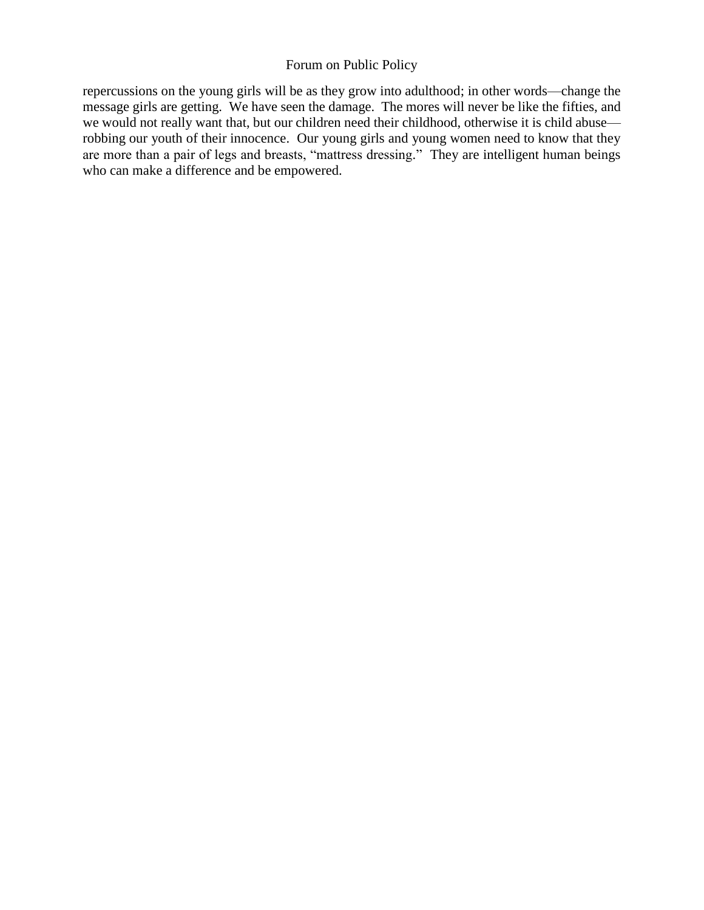repercussions on the young girls will be as they grow into adulthood; in other words—change the message girls are getting. We have seen the damage. The mores will never be like the fifties, and we would not really want that, but our children need their childhood, otherwise it is child abuse—robbing our youth of their innocence. Our young girls and young women need to know that they are more than a pair of legs and breasts, "mattress dressing." They are intelligent human beings who can make a difference and be empowered.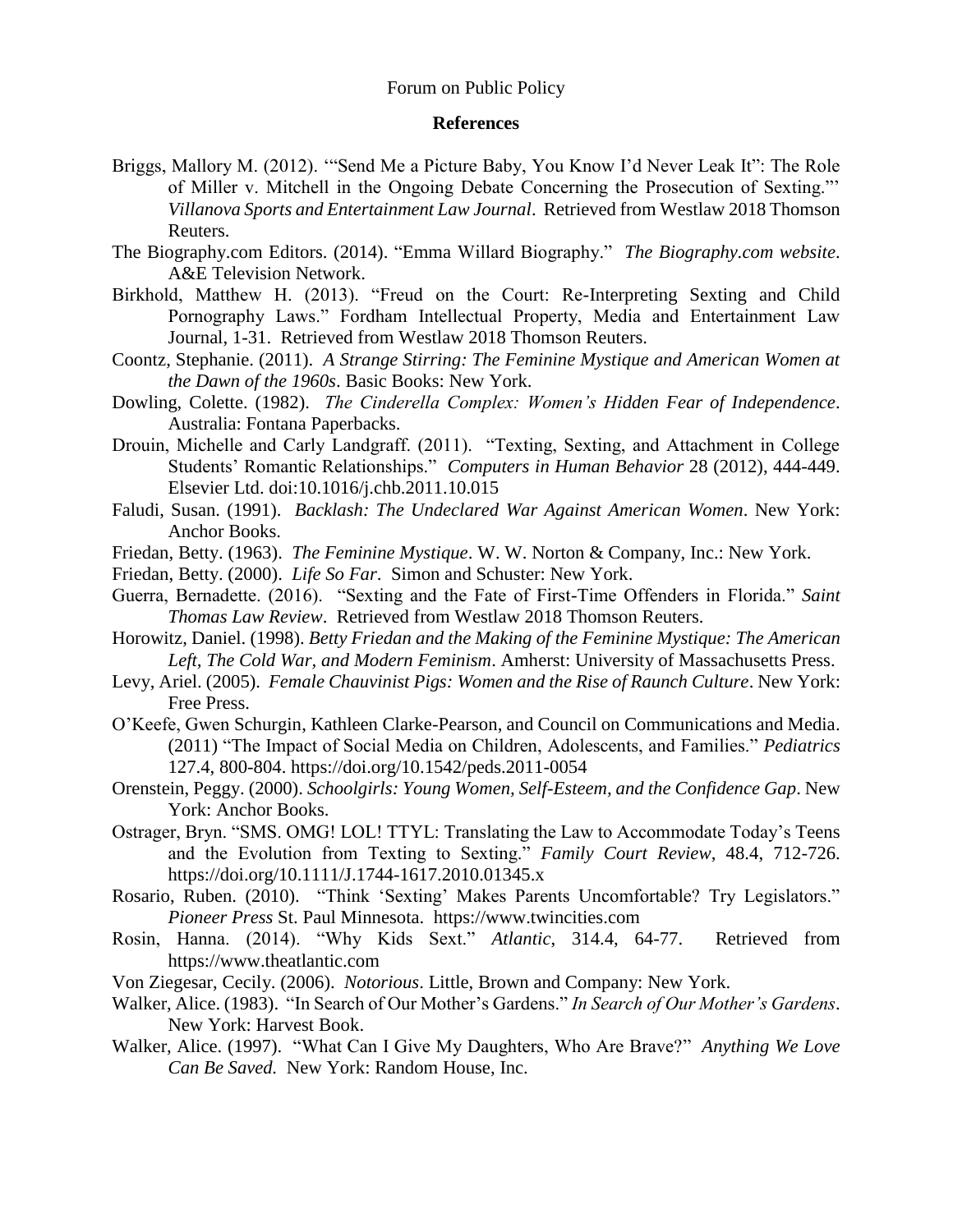## References

Briggs, Mallory M. (2012). '"Send Me a Picture Baby, You Know I'd Never Leak It": The Role of Miller v. Mitchell in the Ongoing Debate Concerning the Prosecution of Sexting."' *Villanova Sports and Entertainment Law Journal*. Retrieved from Westlaw 2018 Thomson Reuters.

The Biography.com Editors. (2014). "Emma Willard Biography." *The Biography.com website*. A&E Television Network.

Birkhold, Matthew H. (2013). "Freud on the Court: Re-Interpreting Sexting and Child Pornography Laws." Fordham Intellectual Property, Media and Entertainment Law Journal, 1-31. Retrieved from Westlaw 2018 Thomson Reuters.

Coontz, Stephanie. (2011). *A Strange Stirring: The Feminine Mystique and American Women at the Dawn of the 1960s*. Basic Books: New York.

Dowling, Colette. (1982). *The Cinderella Complex: Women's Hidden Fear of Independence*. Australia: Fontana Paperbacks.

Drouin, Michelle and Carly Landgraff. (2011). "Texting, Sexting, and Attachment in College Students' Romantic Relationships." *Computers in Human Behavior* 28 (2012), 444-449. Elsevier Ltd. doi:10.1016/j.chb.2011.10.015

Faludi, Susan. (1991). *Backlash: The Undeclared War Against American Women*. New York: Anchor Books.

Friedan, Betty. (1963). *The Feminine Mystique*. W. W. Norton & Company, Inc.: New York.

Friedan, Betty. (2000). *Life So Far*. Simon and Schuster: New York.

Guerra, Bernadette. (2016). "Sexting and the Fate of First-Time Offenders in Florida." *Saint Thomas Law Review*. Retrieved from Westlaw 2018 Thomson Reuters.

Horowitz, Daniel. (1998). *Betty Friedan and the Making of the Feminine Mystique: The American Left, The Cold War, and Modern Feminism*. Amherst: University of Massachusetts Press.

Levy, Ariel. (2005). *Female Chauvinist Pigs: Women and the Rise of Raunch Culture*. New York: Free Press.

O'Keefe, Gwen Schurgin, Kathleen Clarke-Pearson, and Council on Communications and Media. (2011) "The Impact of Social Media on Children, Adolescents, and Families." *Pediatrics* 127.4, 800-804. https://doi.org/10.1542/peds.2011-0054

Orenstein, Peggy. (2000). *Schoolgirls: Young Women, Self-Esteem, and the Confidence Gap*. New York: Anchor Books.

Ostrager, Bryn. "SMS. OMG! LOL! TTYL: Translating the Law to Accommodate Today's Teens and the Evolution from Texting to Sexting." *Family Court Review*, 48.4, 712-726. https://doi.org/10.1111/J.1744-1617.2010.01345.x

Rosario, Ruben. (2010). "Think 'Sexting' Makes Parents Uncomfortable? Try Legislators." *Pioneer Press* St. Paul Minnesota. https://www.twincities.com

Rosin, Hanna. (2014). "Why Kids Sext." *Atlantic*, 314.4, 64-77. Retrieved from https://www.theatlantic.com

Von Ziegesar, Cecily. (2006). *Notorious*. Little, Brown and Company: New York.

Walker, Alice. (1983). "In Search of Our Mother's Gardens." *In Search of Our Mother's Gardens*. New York: Harvest Book.

Walker, Alice. (1997). "What Can I Give My Daughters, Who Are Brave?" *Anything We Love Can Be Saved.* New York: Random House, Inc.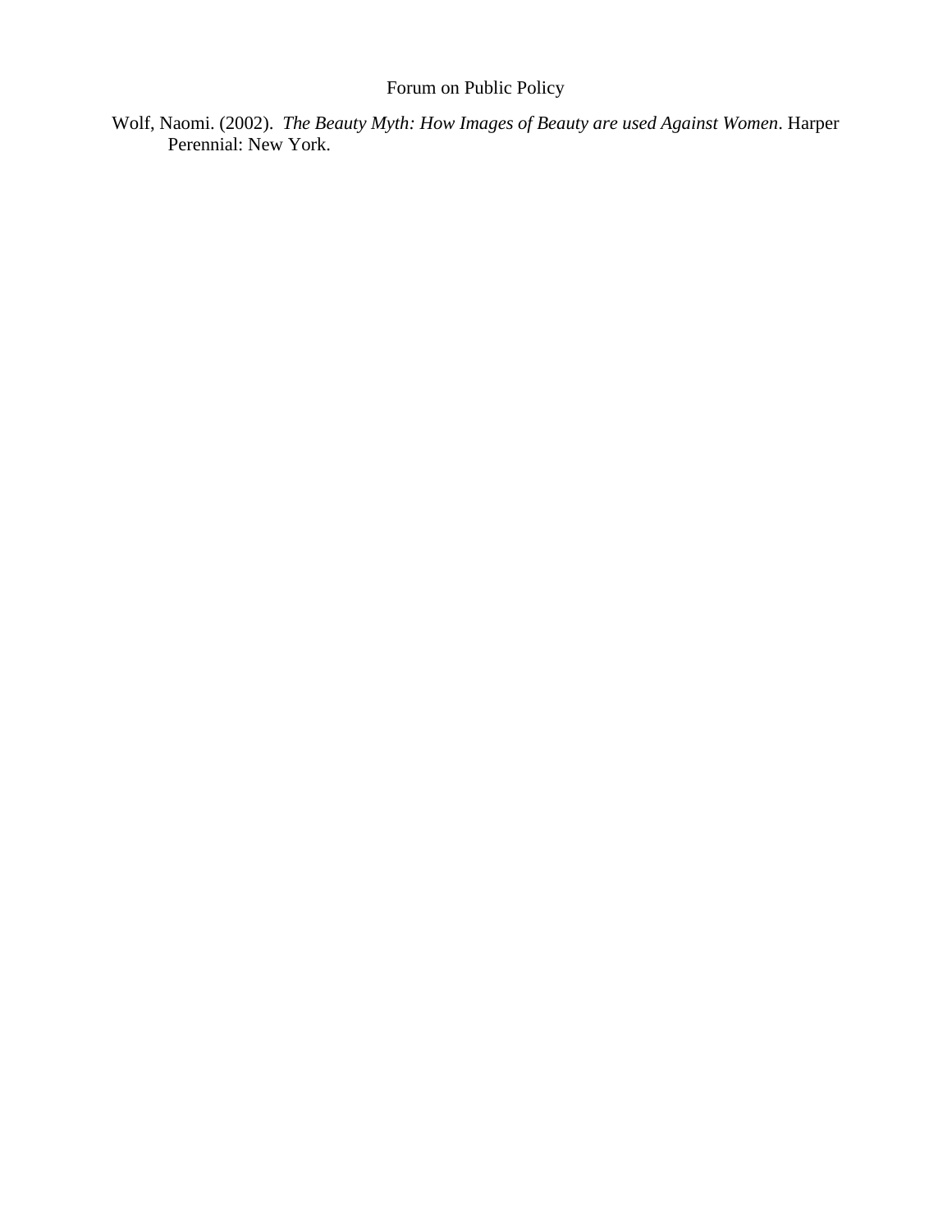Wolf, Naomi. (2002). *The Beauty Myth: How Images of Beauty are used Against Women*. Harper Perennial: New York.